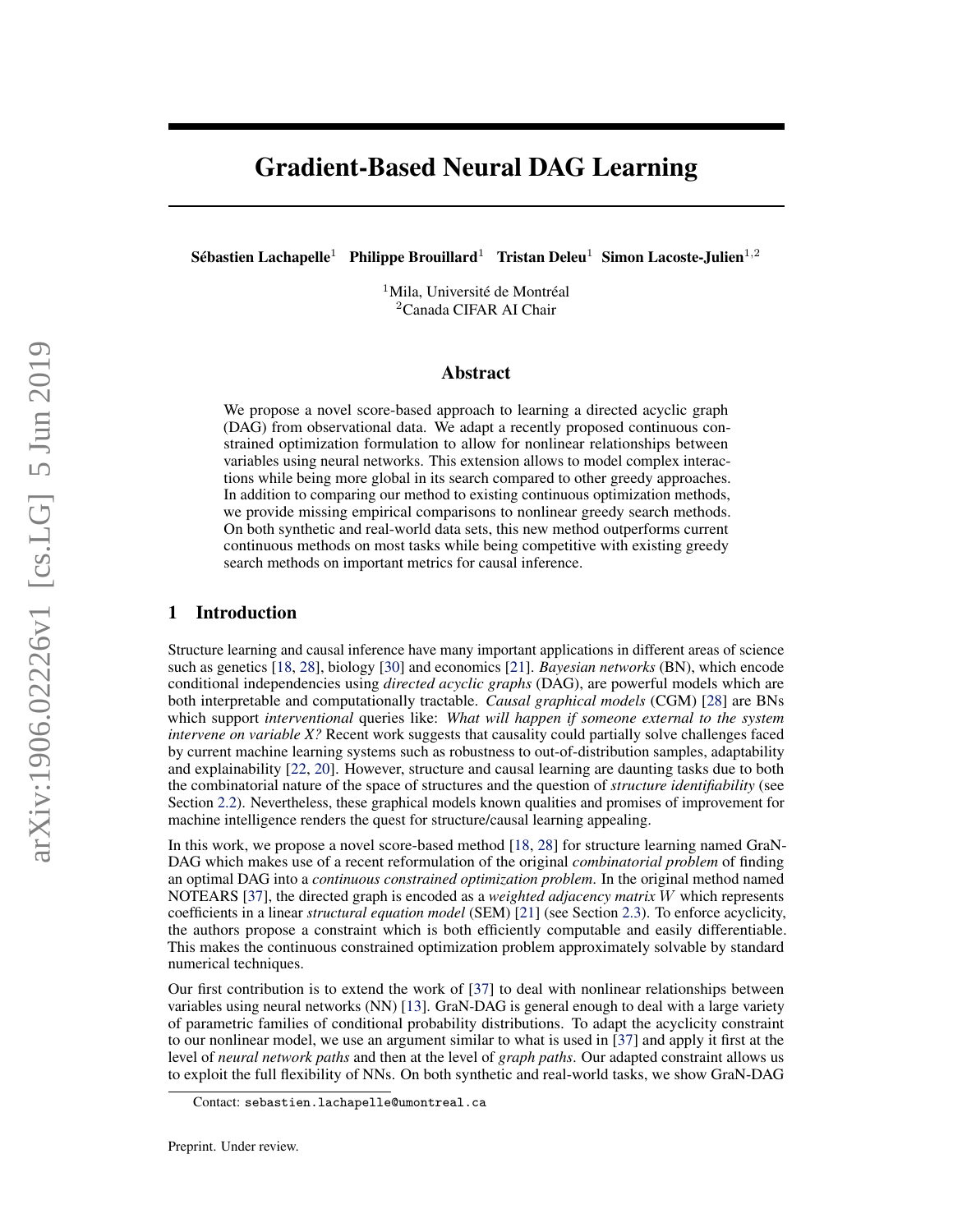# Gradient-Based Neural DAG Learning

**Sébastien Lachapelle**[1] **Philippe Brouillard**[1] **Tristan Deleu**[1] **Simon Lacoste-Julien**[1,2]

[1]Mila, Université de Montréal
[2]Canada CIFAR AI Chair

## Abstract

We propose a novel score-based approach to learning a directed acyclic graph (DAG) from observational data. We adapt a recently proposed continuous constrained optimization formulation to allow for nonlinear relationships between variables using neural networks. This extension allows to model complex interactions while being more global in its search compared to other greedy approaches. In addition to comparing our method to existing continuous optimization methods, we provide missing empirical comparisons to nonlinear greedy search methods. On both synthetic and real-world data sets, this new method outperforms current continuous methods on most tasks while being competitive with existing greedy search methods on important metrics for causal inference.

## 1 Introduction

Structure learning and causal inference have many important applications in different areas of science such as genetics [18, 28], biology [30] and economics [21]. *Bayesian networks* (BN), which encode conditional independencies using *directed acyclic graphs* (DAG), are powerful models which are both interpretable and computationally tractable. *Causal graphical models* (CGM) [28] are BNs which support *interventional* queries like: *What will happen if someone external to the system intervene on variable X?* Recent work suggests that causality could partially solve challenges faced by current machine learning systems such as robustness to out-of-distribution samples, adaptability and explainability [22, 20]. However, structure and causal learning are daunting tasks due to both the combinatorial nature of the space of structures and the question of *structure identifiability* (see Section 2.2). Nevertheless, these graphical models known qualities and promises of improvement for machine intelligence renders the quest for structure/causal learning appealing.

In this work, we propose a novel score-based method [18, 28] for structure learning named GraN-DAG which makes use of a recent reformulation of the original *combinatorial problem* of finding an optimal DAG into a *continuous constrained optimization problem*. In the original method named NOTEARS [37], the directed graph is encoded as a *weighted adjacency matrix* $W$ which represents coefficients in a linear *structural equation model* (SEM) [21] (see Section 2.3). To enforce acyclicity, the authors propose a constraint which is both efficiently computable and easily differentiable. This makes the continuous constrained optimization problem approximately solvable by standard numerical techniques.

Our first contribution is to extend the work of [37] to deal with nonlinear relationships between variables using neural networks (NN) [13]. GraN-DAG is general enough to deal with a large variety of parametric families of conditional probability distributions. To adapt the acyclicity constraint to our nonlinear model, we use an argument similar to what is used in [37] and apply it first at the level of *neural network paths* and then at the level of *graph paths*. Our adapted constraint allows us to exploit the full flexibility of NNs. On both synthetic and real-world tasks, we show GraN-DAG

Contact: sebastien.lachapelle@umontreal.ca

Preprint. Under review.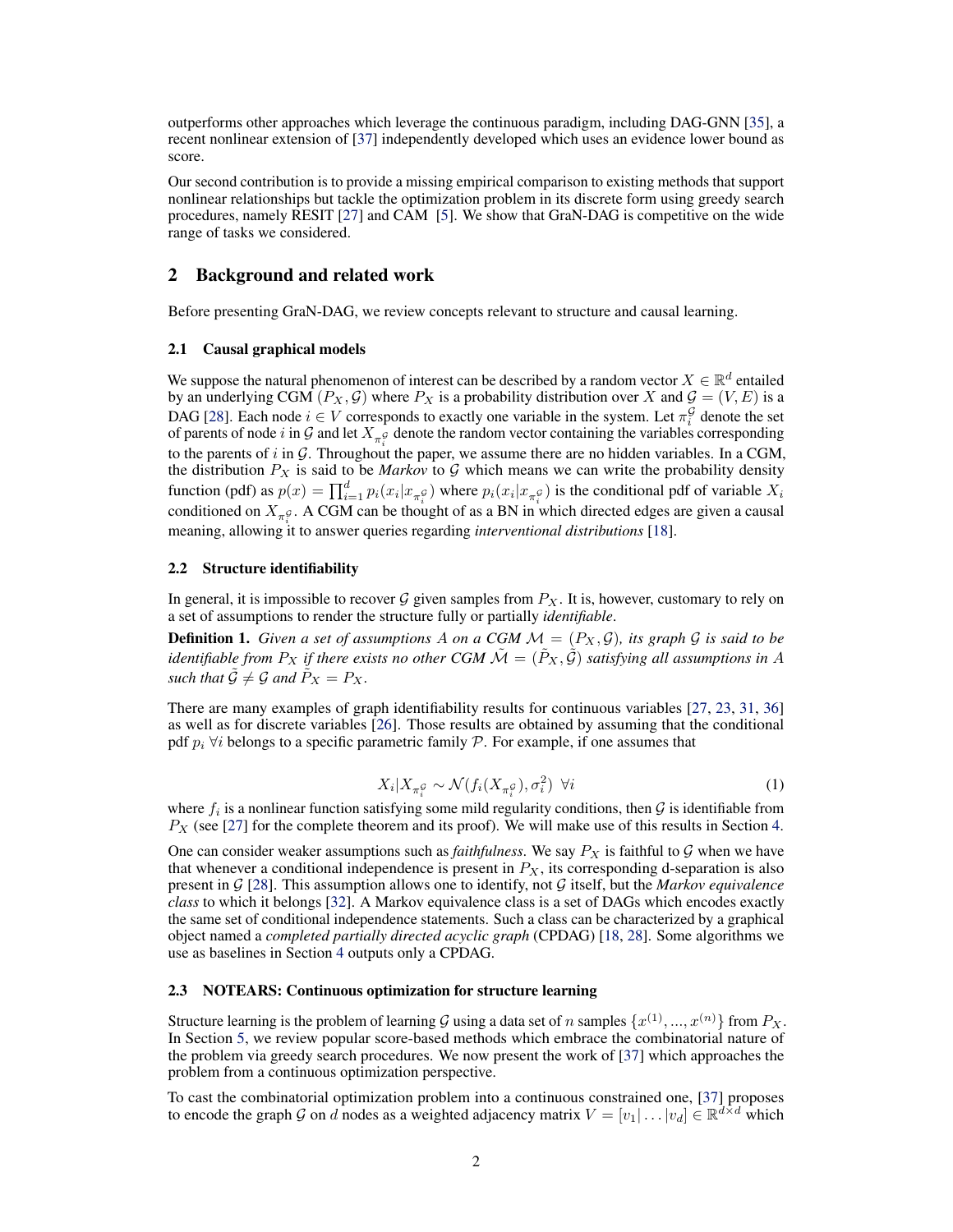outperforms other approaches which leverage the continuous paradigm, including DAG-GNN [35], a recent nonlinear extension of [37] independently developed which uses an evidence lower bound as score.

Our second contribution is to provide a missing empirical comparison to existing methods that support nonlinear relationships but tackle the optimization problem in its discrete form using greedy search procedures, namely RESIT [27] and CAM [5]. We show that GraN-DAG is competitive on the wide range of tasks we considered.

## 2 Background and related work

Before presenting GraN-DAG, we review concepts relevant to structure and causal learning.

### 2.1 Causal graphical models

We suppose the natural phenomenon of interest can be described by a random vector $X \in \mathbb{R}^d$ entailed by an underlying CGM $(P_X, \mathcal{G})$ where $P_X$ is a probability distribution over $X$ and $\mathcal{G} = (V, E)$ is a DAG [28]. Each node $i \in V$ corresponds to exactly one variable in the system. Let $\pi_i^{\mathcal{G}}$ denote the set of parents of node $i$ in $\mathcal{G}$ and let $X_{\pi_i^{\mathcal{G}}}$ denote the random vector containing the variables corresponding to the parents of $i$ in $\mathcal{G}$. Throughout the paper, we assume there are no hidden variables. In a CGM, the distribution $P_X$ is said to be *Markov* to $\mathcal{G}$ which means we can write the probability density function (pdf) as $p(x) = \prod_{i=1}^d p_i(x_i | x_{\pi_i^{\mathcal{G}}})$ where $p_i(x_i | x_{\pi_i^{\mathcal{G}}})$ is the conditional pdf of variable $X_i$ conditioned on $X_{\pi_i^{\mathcal{G}}}$. A CGM can be thought of as a BN in which directed edges are given a causal meaning, allowing it to answer queries regarding *interventional distributions* [18].

### 2.2 Structure identifiability

In general, it is impossible to recover $\mathcal{G}$ given samples from $P_X$. It is, however, customary to rely on a set of assumptions to render the structure fully or partially *identifiable*.

**Definition 1.** *Given a set of assumptions $A$ on a CGM $\mathcal{M} = (P_X, \mathcal{G})$, its graph $\mathcal{G}$ is said to be identifiable from $P_X$ if there exists no other CGM $\tilde{\mathcal{M}} = (\tilde{P}_X, \tilde{\mathcal{G}})$ satisfying all assumptions in $A$ such that $\tilde{\mathcal{G}} \neq \mathcal{G}$ and $\tilde{P}_X = P_X$.*

There are many examples of graph identifiability results for continuous variables [27, 23, 31, 36] as well as for discrete variables [26]. Those results are obtained by assuming that the conditional pdf $p_i \ \forall i$ belongs to a specific parametric family $\mathcal{P}$. For example, if one assumes that

$$X_i | X_{\pi_i^{\mathcal{G}}} \sim \mathcal{N}(f_i(X_{\pi_i^{\mathcal{G}}}), \sigma_i^2) \ \ \forall i \tag{1}$$

where $f_i$ is a nonlinear function satisfying some mild regularity conditions, then $\mathcal{G}$ is identifiable from $P_X$ (see [27] for the complete theorem and its proof). We will make use of this results in Section 4.

One can consider weaker assumptions such as *faithfulness*. We say $P_X$ is faithful to $\mathcal{G}$ when we have that whenever a conditional independence is present in $P_X$, its corresponding d-separation is also present in $\mathcal{G}$ [28]. This assumption allows one to identify, not $\mathcal{G}$ itself, but the *Markov equivalence class* to which it belongs [32]. A Markov equivalence class is a set of DAGs which encodes exactly the same set of conditional independence statements. Such a class can be characterized by a graphical object named a *completed partially directed acyclic graph* (CPDAG) [18, 28]. Some algorithms we use as baselines in Section 4 outputs only a CPDAG.

### 2.3 NOTEARS: Continuous optimization for structure learning

Structure learning is the problem of learning $\mathcal{G}$ using a data set of $n$ samples $\{x^{(1)}, ..., x^{(n)}\}$ from $P_X$. In Section 5, we review popular score-based methods which embrace the combinatorial nature of the problem via greedy search procedures. We now present the work of [37] which approaches the problem from a continuous optimization perspective.

To cast the combinatorial optimization problem into a continuous constrained one, [37] proposes to encode the graph $\mathcal{G}$ on $d$ nodes as a weighted adjacency matrix $V = [v_1 | \dots | v_d] \in \mathbb{R}^{d \times d}$ which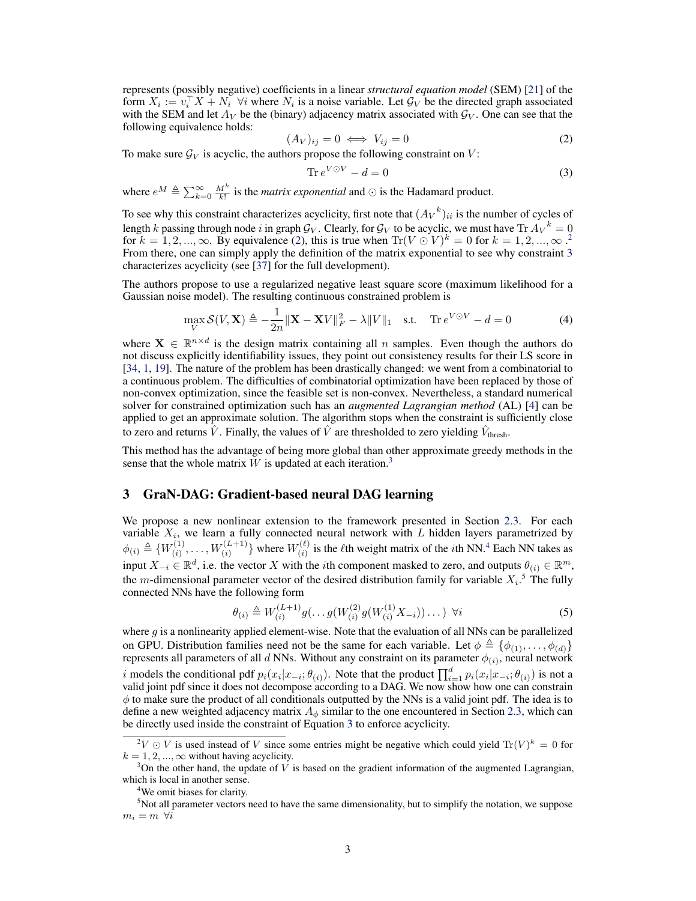represents (possibly negative) coefficients in a linear *structural equation model* (SEM) [21] of the form $X_i := v_i^\top X + N_i \;\; \forall i$ where $N_i$ is a noise variable. Let $\mathcal{G}_V$ be the directed graph associated with the SEM and let $A_V$ be the (binary) adjacency matrix associated with $\mathcal{G}_V$. One can see that the following equivalence holds:

$$(A_V)_{ij} = 0 \iff V_{ij} = 0 \tag{2}$$

To make sure $\mathcal{G}_V$ is acyclic, the authors propose the following constraint on $V$:

$$\operatorname{Tr} e^{V \odot V} - d = 0 \tag{3}$$

where $e^M \triangleq \sum_{k=0}^{\infty} \frac{M^k}{k!}$ is the *matrix exponential* and $\odot$ is the Hadamard product.

To see why this constraint characterizes acyclicity, first note that $({A_V}^k)_{ii}$ is the number of cycles of length $k$ passing through node $i$ in graph $\mathcal{G}_V$. Clearly, for $\mathcal{G}_V$ to be acyclic, we must have $\operatorname{Tr} {A_V}^k = 0$ for $k = 1, 2, ..., \infty$. By equivalence (2), this is true when $\operatorname{Tr}(V \odot V)^k = 0$ for $k = 1, 2, ..., \infty$.[2] From there, one can simply apply the definition of the matrix exponential to see why constraint 3 characterizes acyclicity (see [37] for the full development).

The authors propose to use a regularized negative least square score (maximum likelihood for a Gaussian noise model). The resulting continuous constrained problem is

$$\max_V \mathcal{S}(V, \mathbf{X}) \triangleq -\frac{1}{2n}\|\mathbf{X} - \mathbf{X}V\|_F^2 - \lambda\|V\|_1 \quad \text{s.t.} \quad \operatorname{Tr} e^{V \odot V} - d = 0 \tag{4}$$

where $\mathbf{X} \in \mathbb{R}^{n \times d}$ is the design matrix containing all $n$ samples. Even though the authors do not discuss explicitly identifiability issues, they point out consistency results for their LS score in [34, 1, 19]. The nature of the problem has been drastically changed: we went from a combinatorial to a continuous problem. The difficulties of combinatorial optimization have been replaced by those of non-convex optimization, since the feasible set is non-convex. Nevertheless, a standard numerical solver for constrained optimization such has an *augmented Lagrangian method* (AL) [4] can be applied to get an approximate solution. The algorithm stops when the constraint is sufficiently close to zero and returns $\hat{V}$. Finally, the values of $\hat{V}$ are thresholded to zero yielding $\hat{V}_{\text{thresh}}$.

This method has the advantage of being more global than other approximate greedy methods in the sense that the whole matrix $W$ is updated at each iteration.[3]

## 3 GraN-DAG: Gradient-based neural DAG learning

We propose a new nonlinear extension to the framework presented in Section 2.3. For each variable $X_i$, we learn a fully connected neural network with $L$ hidden layers parametrized by $\phi_{(i)} \triangleq \{W_{(i)}^{(1)}, \ldots, W_{(i)}^{(L+1)}\}$ where $W_{(i)}^{(\ell)}$ is the $\ell$th weight matrix of the $i$th NN.[4] Each NN takes as input $X_{-i} \in \mathbb{R}^d$, i.e. the vector $X$ with the $i$th component masked to zero, and outputs $\theta_{(i)} \in \mathbb{R}^m$, the $m$-dimensional parameter vector of the desired distribution family for variable $X_i$.[5] The fully connected NNs have the following form

$$\theta_{(i)} \triangleq W_{(i)}^{(L+1)} g(\ldots g(W_{(i)}^{(2)} g(W_{(i)}^{(1)} X_{-i})) \ldots) \;\; \forall i \tag{5}$$

where $g$ is a nonlinearity applied element-wise. Note that the evaluation of all NNs can be parallelized on GPU. Distribution families need not be the same for each variable. Let $\phi \triangleq \{\phi_{(1)}, \ldots, \phi_{(d)}\}$ represents all parameters of all $d$ NNs. Without any constraint on its parameter $\phi_{(i)}$, neural network $i$ models the conditional pdf $p_i(x_i|x_{-i}; \theta_{(i)})$. Note that the product $\prod_{i=1}^d p_i(x_i|x_{-i}; \theta_{(i)})$ is not a valid joint pdf since it does not decompose according to a DAG. We now show how one can constrain $\phi$ to make sure the product of all conditionals outputted by the NNs is a valid joint pdf. The idea is to define a new weighted adjacency matrix $A_\phi$ similar to the one encountered in Section 2.3, which can be directly used inside the constraint of Equation 3 to enforce acyclicity.

[2] $V \odot V$ is used instead of $V$ since some entries might be negative which could yield $\operatorname{Tr}(V)^k = 0$ for $k = 1, 2, ..., \infty$ without having acyclicity.

[3] On the other hand, the update of $V$ is based on the gradient information of the augmented Lagrangian, which is local in another sense.

[4] We omit biases for clarity.

[5] Not all parameter vectors need to have the same dimensionality, but to simplify the notation, we suppose $m_i = m \;\; \forall i$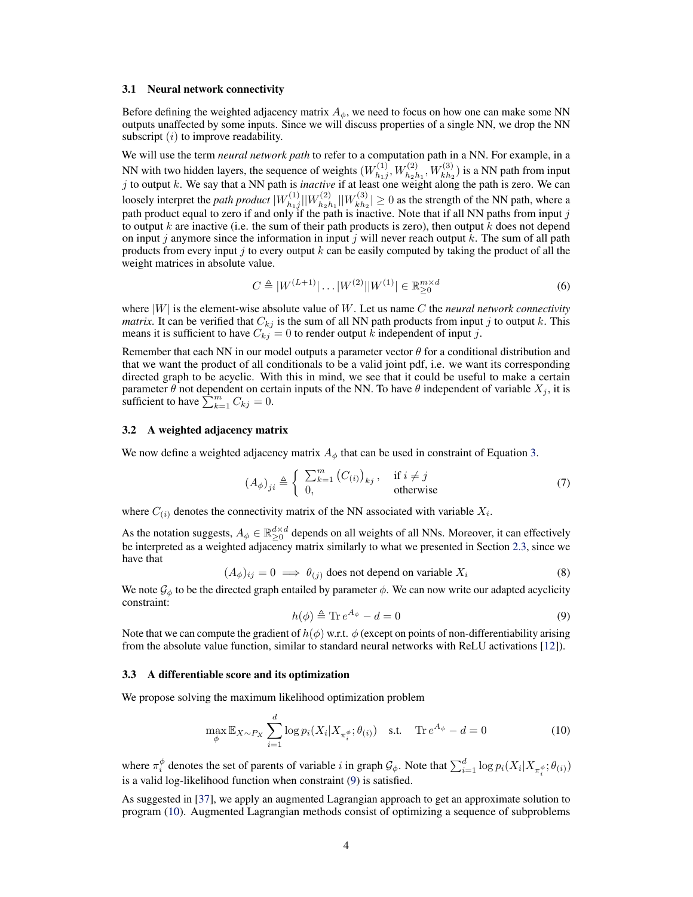### 3.1 Neural network connectivity

Before defining the weighted adjacency matrix $A_\phi$, we need to focus on how one can make some NN outputs unaffected by some inputs. Since we will discuss properties of a single NN, we drop the NN subscript $(i)$ to improve readability.

We will use the term *neural network path* to refer to a computation path in a NN. For example, in a NN with two hidden layers, the sequence of weights $(W^{(1)}_{h_1 j}, W^{(2)}_{h_2 h_1}, W^{(3)}_{k h_2})$ is a NN path from input $j$ to output $k$. We say that a NN path is *inactive* if at least one weight along the path is zero. We can loosely interpret the *path product* $|W^{(1)}_{h_1 j}||W^{(2)}_{h_2 h_1}||W^{(3)}_{k h_2}| \geq 0$ as the strength of the NN path, where a path product equal to zero if and only if the path is inactive. Note that if all NN paths from input $j$ to output $k$ are inactive (i.e. the sum of their path products is zero), then output $k$ does not depend on input $j$ anymore since the information in input $j$ will never reach output $k$. The sum of all path products from every input $j$ to every output $k$ can be easily computed by taking the product of all the weight matrices in absolute value.

$$C \triangleq |W^{(L+1)}| \dots |W^{(2)}||W^{(1)}| \in \mathbb{R}^{m \times d}_{\geq 0} \tag{6}$$

where $|W|$ is the element-wise absolute value of $W$. Let us name $C$ the *neural network connectivity matrix*. It can be verified that $C_{kj}$ is the sum of all NN path products from input $j$ to output $k$. This means it is sufficient to have $C_{kj} = 0$ to render output $k$ independent of input $j$.

Remember that each NN in our model outputs a parameter vector $\theta$ for a conditional distribution and that we want the product of all conditionals to be a valid joint pdf, i.e. we want its corresponding directed graph to be acyclic. With this in mind, we see that it could be useful to make a certain parameter $\theta$ not dependent on certain inputs of the NN. To have $\theta$ independent of variable $X_j$, it is sufficient to have $\sum_{k=1}^{m} C_{kj} = 0$.

### 3.2 A weighted adjacency matrix

We now define a weighted adjacency matrix $A_\phi$ that can be used in constraint of Equation 3.

$$(A_\phi)_{ji} \triangleq \begin{cases} \sum_{k=1}^{m} \left(C_{(i)}\right)_{kj}, & \text{if } i \neq j \\ 0, & \text{otherwise} \end{cases} \tag{7}$$

where $C_{(i)}$ denotes the connectivity matrix of the NN associated with variable $X_i$.

As the notation suggests, $A_\phi \in \mathbb{R}^{d \times d}_{\geq 0}$ depends on all weights of all NNs. Moreover, it can effectively be interpreted as a weighted adjacency matrix similarly to what we presented in Section 2.3, since we have that

$$(A_\phi)_{ij} = 0 \implies \theta_{(j)} \text{ does not depend on variable } X_i \tag{8}$$

We note $\mathcal{G}_\phi$ to be the directed graph entailed by parameter $\phi$. We can now write our adapted acyclicity constraint:

$$h(\phi) \triangleq \operatorname{Tr} e^{A_\phi} - d = 0 \tag{9}$$

Note that we can compute the gradient of $h(\phi)$ w.r.t. $\phi$ (except on points of non-differentiability arising from the absolute value function, similar to standard neural networks with ReLU activations [12]).

### 3.3 A differentiable score and its optimization

We propose solving the maximum likelihood optimization problem

$$\max_{\phi} \mathbb{E}_{X \sim P_X} \sum_{i=1}^{d} \log p_i(X_i | X_{\pi_i^\phi}; \theta_{(i)}) \quad \text{s.t.} \quad \operatorname{Tr} e^{A_\phi} - d = 0 \tag{10}$$

where $\pi_i^\phi$ denotes the set of parents of variable $i$ in graph $\mathcal{G}_\phi$. Note that $\sum_{i=1}^{d} \log p_i(X_i | X_{\pi_i^\phi}; \theta_{(i)})$ is a valid log-likelihood function when constraint (9) is satisfied.

As suggested in [37], we apply an augmented Lagrangian approach to get an approximate solution to program (10). Augmented Lagrangian methods consist of optimizing a sequence of subproblems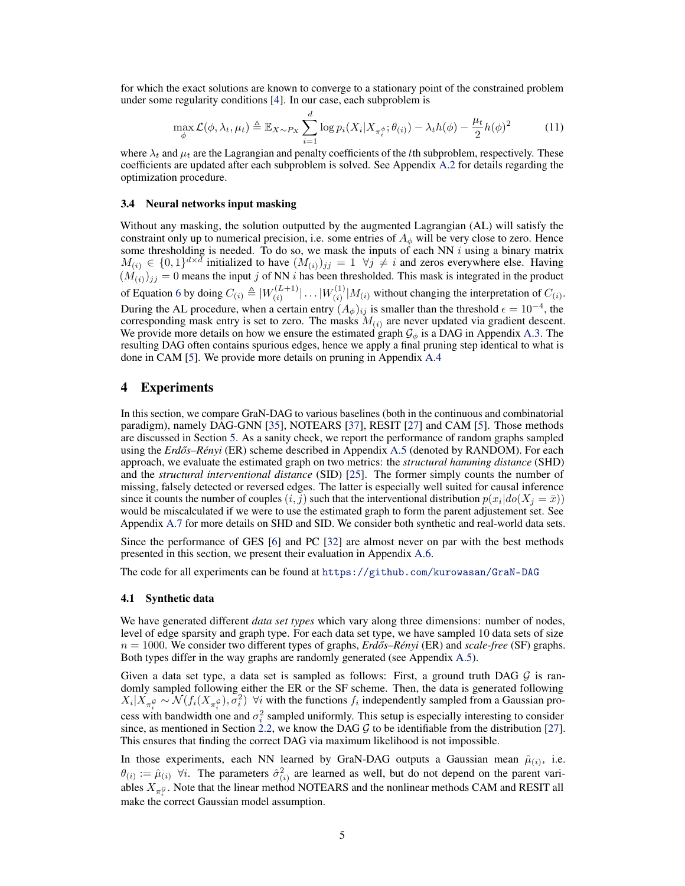for which the exact solutions are known to converge to a stationary point of the constrained problem under some regularity conditions [4]. In our case, each subproblem is

$$\max_{\phi} \mathcal{L}(\phi, \lambda_t, \mu_t) \triangleq \mathbb{E}_{X \sim P_X} \sum_{i=1}^{d} \log p_i(X_i | X_{\pi_i^{\phi}}; \theta_{(i)}) - \lambda_t h(\phi) - \frac{\mu_t}{2} h(\phi)^2 \tag{11}$$

where $\lambda_t$ and $\mu_t$ are the Lagrangian and penalty coefficients of the $t$th subproblem, respectively. These coefficients are updated after each subproblem is solved. See Appendix A.2 for details regarding the optimization procedure.

### 3.4 Neural networks input masking

Without any masking, the solution outputted by the augmented Lagrangian (AL) will satisfy the constraint only up to numerical precision, i.e. some entries of $A_\phi$ will be very close to zero. Hence some thresholding is needed. To do so, we mask the inputs of each NN $i$ using a binary matrix $M_{(i)} \in \{0,1\}^{d \times d}$ initialized to have $(M_{(i)})_{jj} = 1 \ \forall j \neq i$ and zeros everywhere else. Having $(M_{(i)})_{jj} = 0$ means the input $j$ of NN $i$ has been thresholded. This mask is integrated in the product of Equation 6 by doing $C_{(i)} \triangleq |W_{(i)}^{(L+1)}| \dots |W_{(i)}^{(1)}| M_{(i)}$ without changing the interpretation of $C_{(i)}$. During the AL procedure, when a certain entry $(A_\phi)_{ij}$ is smaller than the threshold $\epsilon = 10^{-4}$, the corresponding mask entry is set to zero. The masks $M_{(i)}$ are never updated via gradient descent. We provide more details on how we ensure the estimated graph $\mathcal{G}_\phi$ is a DAG in Appendix A.3. The resulting DAG often contains spurious edges, hence we apply a final pruning step identical to what is done in CAM [5]. We provide more details on pruning in Appendix A.4

## 4 Experiments

In this section, we compare GraN-DAG to various baselines (both in the continuous and combinatorial paradigm), namely DAG-GNN [35], NOTEARS [37], RESIT [27] and CAM [5]. Those methods are discussed in Section 5. As a sanity check, we report the performance of random graphs sampled using the *Erdős–Rényi* (ER) scheme described in Appendix A.5 (denoted by RANDOM). For each approach, we evaluate the estimated graph on two metrics: the *structural hamming distance* (SHD) and the *structural interventional distance* (SID) [25]. The former simply counts the number of missing, falsely detected or reversed edges. The latter is especially well suited for causal inference since it counts the number of couples $(i, j)$ such that the interventional distribution $p(x_i | do(X_j = \bar{x}))$ would be miscalculated if we were to use the estimated graph to form the parent adjustement set. See Appendix A.7 for more details on SHD and SID. We consider both synthetic and real-world data sets.

Since the performance of GES [6] and PC [32] are almost never on par with the best methods presented in this section, we present their evaluation in Appendix A.6.

The code for all experiments can be found at https://github.com/kurowasan/GraN-DAG

### 4.1 Synthetic data

We have generated different *data set types* which vary along three dimensions: number of nodes, level of edge sparsity and graph type. For each data set type, we have sampled 10 data sets of size $n = 1000$. We consider two different types of graphs, *Erdős–Rényi* (ER) and *scale-free* (SF) graphs. Both types differ in the way graphs are randomly generated (see Appendix A.5).

Given a data set type, a data set is sampled as follows: First, a ground truth DAG $\mathcal{G}$ is randomly sampled following either the ER or the SF scheme. Then, the data is generated following $X_i | X_{\pi_i^{\mathcal{G}}} \sim \mathcal{N}(f_i(X_{\pi_i^{\mathcal{G}}}), \sigma_i^2) \ \forall i$ with the functions $f_i$ independently sampled from a Gaussian process with bandwidth one and $\sigma_i^2$ sampled uniformly. This setup is especially interesting to consider since, as mentioned in Section 2.2, we know the DAG $\mathcal{G}$ to be identifiable from the distribution [27]. This ensures that finding the correct DAG via maximum likelihood is not impossible.

In those experiments, each NN learned by GraN-DAG outputs a Gaussian mean $\hat{\mu}_{(i)}$, i.e. $\theta_{(i)} := \hat{\mu}_{(i)} \ \forall i$. The parameters $\hat{\sigma}_{(i)}^2$ are learned as well, but do not depend on the parent variables $X_{\pi_i^{\mathcal{G}}}$. Note that the linear method NOTEARS and the nonlinear methods CAM and RESIT all make the correct Gaussian model assumption.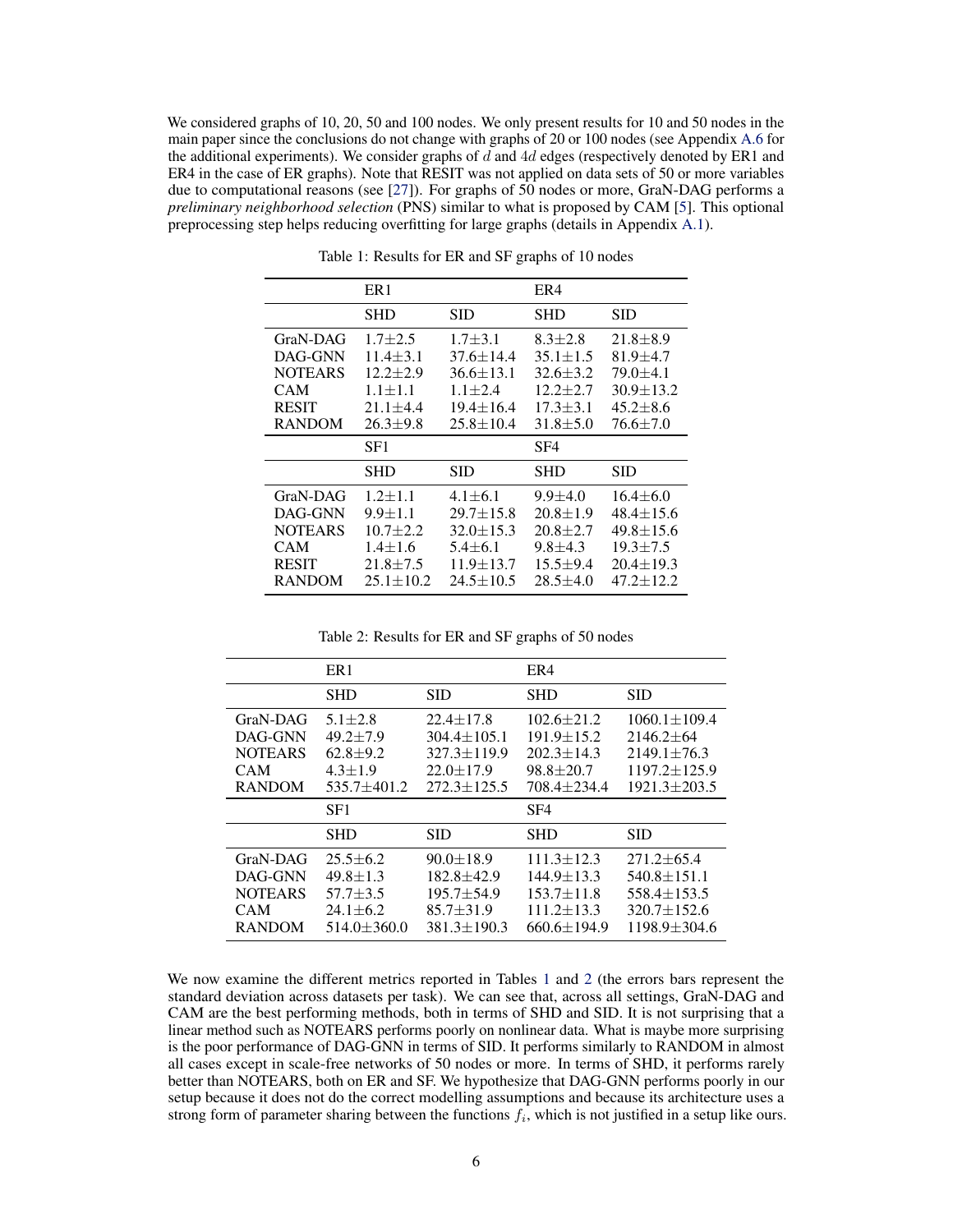We considered graphs of 10, 20, 50 and 100 nodes. We only present results for 10 and 50 nodes in the main paper since the conclusions do not change with graphs of 20 or 100 nodes (see Appendix A.6 for the additional experiments). We consider graphs of $d$ and $4d$ edges (respectively denoted by ER1 and ER4 in the case of ER graphs). Note that RESIT was not applied on data sets of 50 or more variables due to computational reasons (see [27]). For graphs of 50 nodes or more, GraN-DAG performs a *preliminary neighborhood selection* (PNS) similar to what is proposed by CAM [5]. This optional preprocessing step helps reducing overfitting for large graphs (details in Appendix A.1).

Table 1: Results for ER and SF graphs of 10 nodes

| | ER1 | | ER4 | |
|---|---|---|---|---|
| | SHD | SID | SHD | SID |
| GraN-DAG | 1.7±2.5 | 1.7±3.1 | 8.3±2.8 | 21.8±8.9 |
| DAG-GNN | 11.4±3.1 | 37.6±14.4 | 35.1±1.5 | 81.9±4.7 |
| NOTEARS | 12.2±2.9 | 36.6±13.1 | 32.6±3.2 | 79.0±4.1 |
| CAM | 1.1±1.1 | 1.1±2.4 | 12.2±2.7 | 30.9±13.2 |
| RESIT | 21.1±4.4 | 19.4±16.4 | 17.3±3.1 | 45.2±8.6 |
| RANDOM | 26.3±9.8 | 25.8±10.4 | 31.8±5.0 | 76.6±7.0 |
| | SF1 | | SF4 | |
| | SHD | SID | SHD | SID |
| GraN-DAG | 1.2±1.1 | 4.1±6.1 | 9.9±4.0 | 16.4±6.0 |
| DAG-GNN | 9.9±1.1 | 29.7±15.8 | 20.8±1.9 | 48.4±15.6 |
| NOTEARS | 10.7±2.2 | 32.0±15.3 | 20.8±2.7 | 49.8±15.6 |
| CAM | 1.4±1.6 | 5.4±6.1 | 9.8±4.3 | 19.3±7.5 |
| RESIT | 21.8±7.5 | 11.9±13.7 | 15.5±9.4 | 20.4±19.3 |
| RANDOM | 25.1±10.2 | 24.5±10.5 | 28.5±4.0 | 47.2±12.2 |

Table 2: Results for ER and SF graphs of 50 nodes

| | ER1 | | ER4 | |
|---|---|---|---|---|
| | SHD | SID | SHD | SID |
| GraN-DAG | 5.1±2.8 | 22.4±17.8 | 102.6±21.2 | 1060.1±109.4 |
| DAG-GNN | 49.2±7.9 | 304.4±105.1 | 191.9±15.2 | 2146.2±64 |
| NOTEARS | 62.8±9.2 | 327.3±119.9 | 202.3±14.3 | 2149.1±76.3 |
| CAM | 4.3±1.9 | 22.0±17.9 | 98.8±20.7 | 1197.2±125.9 |
| RANDOM | 535.7±401.2 | 272.3±125.5 | 708.4±234.4 | 1921.3±203.5 |
| | SF1 | | SF4 | |
| | SHD | SID | SHD | SID |
| GraN-DAG | 25.5±6.2 | 90.0±18.9 | 111.3±12.3 | 271.2±65.4 |
| DAG-GNN | 49.8±1.3 | 182.8±42.9 | 144.9±13.3 | 540.8±151.1 |
| NOTEARS | 57.7±3.5 | 195.7±54.9 | 153.7±11.8 | 558.4±153.5 |
| CAM | 24.1±6.2 | 85.7±31.9 | 111.2±13.3 | 320.7±152.6 |
| RANDOM | 514.0±360.0 | 381.3±190.3 | 660.6±194.9 | 1198.9±304.6 |

We now examine the different metrics reported in Tables 1 and 2 (the errors bars represent the standard deviation across datasets per task). We can see that, across all settings, GraN-DAG and CAM are the best performing methods, both in terms of SHD and SID. It is not surprising that a linear method such as NOTEARS performs poorly on nonlinear data. What is maybe more surprising is the poor performance of DAG-GNN in terms of SID. It performs similarly to RANDOM in almost all cases except in scale-free networks of 50 nodes or more. In terms of SHD, it performs rarely better than NOTEARS, both on ER and SF. We hypothesize that DAG-GNN performs poorly in our setup because it does not do the correct modelling assumptions and because its architecture uses a strong form of parameter sharing between the functions $f_i$, which is not justified in a setup like ours.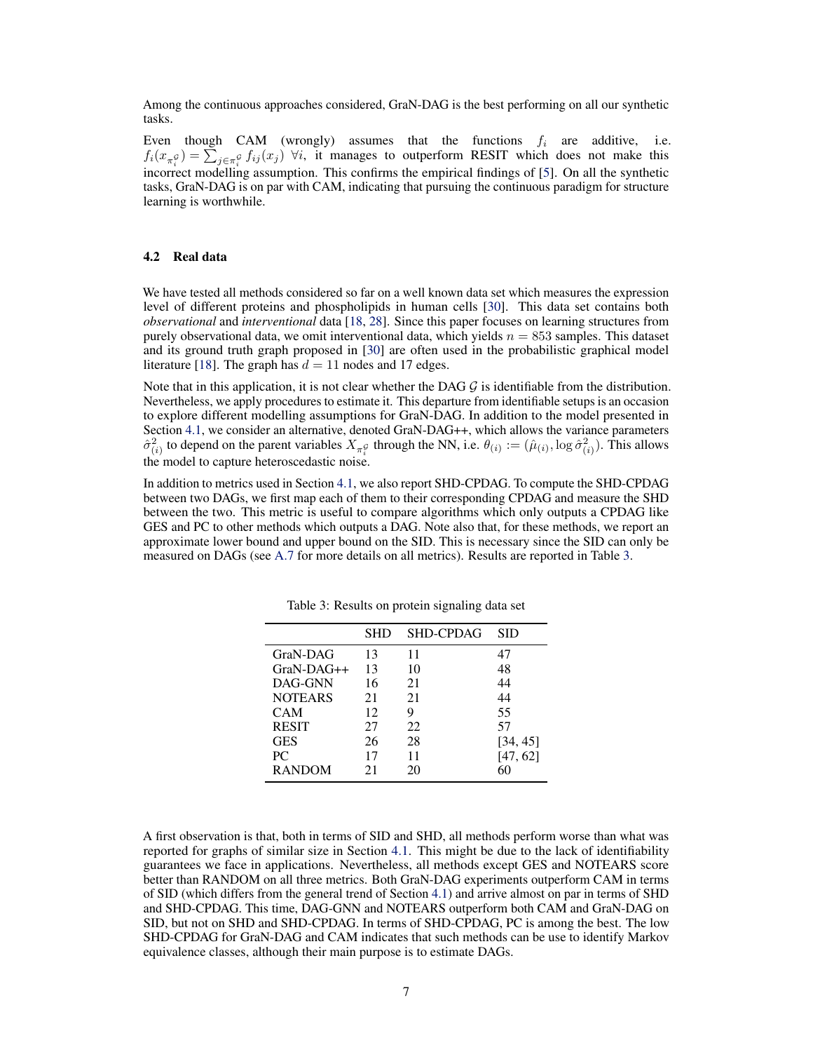Among the continuous approaches considered, GraN-DAG is the best performing on all our synthetic tasks.

Even though CAM (wrongly) assumes that the functions $f_i$ are additive, i.e. $f_i(x_{\pi_i^{\mathcal{G}}}) = \sum_{j \in \pi_i^{\mathcal{G}}} f_{ij}(x_j) \ \forall i$, it manages to outperform RESIT which does not make this incorrect modelling assumption. This confirms the empirical findings of [5]. On all the synthetic tasks, GraN-DAG is on par with CAM, indicating that pursuing the continuous paradigm for structure learning is worthwhile.

### 4.2 Real data

We have tested all methods considered so far on a well known data set which measures the expression level of different proteins and phospholipids in human cells [30]. This data set contains both *observational* and *interventional* data [18, 28]. Since this paper focuses on learning structures from purely observational data, we omit interventional data, which yields $n = 853$ samples. This dataset and its ground truth graph proposed in [30] are often used in the probabilistic graphical model literature [18]. The graph has $d = 11$ nodes and 17 edges.

Note that in this application, it is not clear whether the DAG $\mathcal{G}$ is identifiable from the distribution. Nevertheless, we apply procedures to estimate it. This departure from identifiable setups is an occasion to explore different modelling assumptions for GraN-DAG. In addition to the model presented in Section 4.1, we consider an alternative, denoted GraN-DAG++, which allows the variance parameters $\hat{\sigma}^2_{(i)}$ to depend on the parent variables $X_{\pi_i^{\mathcal{G}}}$ through the NN, i.e. $\theta_{(i)} := (\hat{\mu}_{(i)}, \log \hat{\sigma}^2_{(i)})$. This allows the model to capture heteroscedastic noise.

In addition to metrics used in Section 4.1, we also report SHD-CPDAG. To compute the SHD-CPDAG between two DAGs, we first map each of them to their corresponding CPDAG and measure the SHD between the two. This metric is useful to compare algorithms which only outputs a CPDAG like GES and PC to other methods which outputs a DAG. Note also that, for these methods, we report an approximate lower bound and upper bound on the SID. This is necessary since the SID can only be measured on DAGs (see A.7 for more details on all metrics). Results are reported in Table 3.

Table 3: Results on protein signaling data set

| | SHD | SHD-CPDAG | SID |
|---|---|---|---|
| GraN-DAG | 13 | 11 | 47 |
| GraN-DAG++ | 13 | 10 | 48 |
| DAG-GNN | 16 | 21 | 44 |
| NOTEARS | 21 | 21 | 44 |
| CAM | 12 | 9 | 55 |
| RESIT | 27 | 22 | 57 |
| GES | 26 | 28 | [34, 45] |
| PC | 17 | 11 | [47, 62] |
| RANDOM | 21 | 20 | 60 |

A first observation is that, both in terms of SID and SHD, all methods perform worse than what was reported for graphs of similar size in Section 4.1. This might be due to the lack of identifiability guarantees we face in applications. Nevertheless, all methods except GES and NOTEARS score better than RANDOM on all three metrics. Both GraN-DAG experiments outperform CAM in terms of SID (which differs from the general trend of Section 4.1) and arrive almost on par in terms of SHD and SHD-CPDAG. This time, DAG-GNN and NOTEARS outperform both CAM and GraN-DAG on SID, but not on SHD and SHD-CPDAG. In terms of SHD-CPDAG, PC is among the best. The low SHD-CPDAG for GraN-DAG and CAM indicates that such methods can be use to identify Markov equivalence classes, although their main purpose is to estimate DAGs.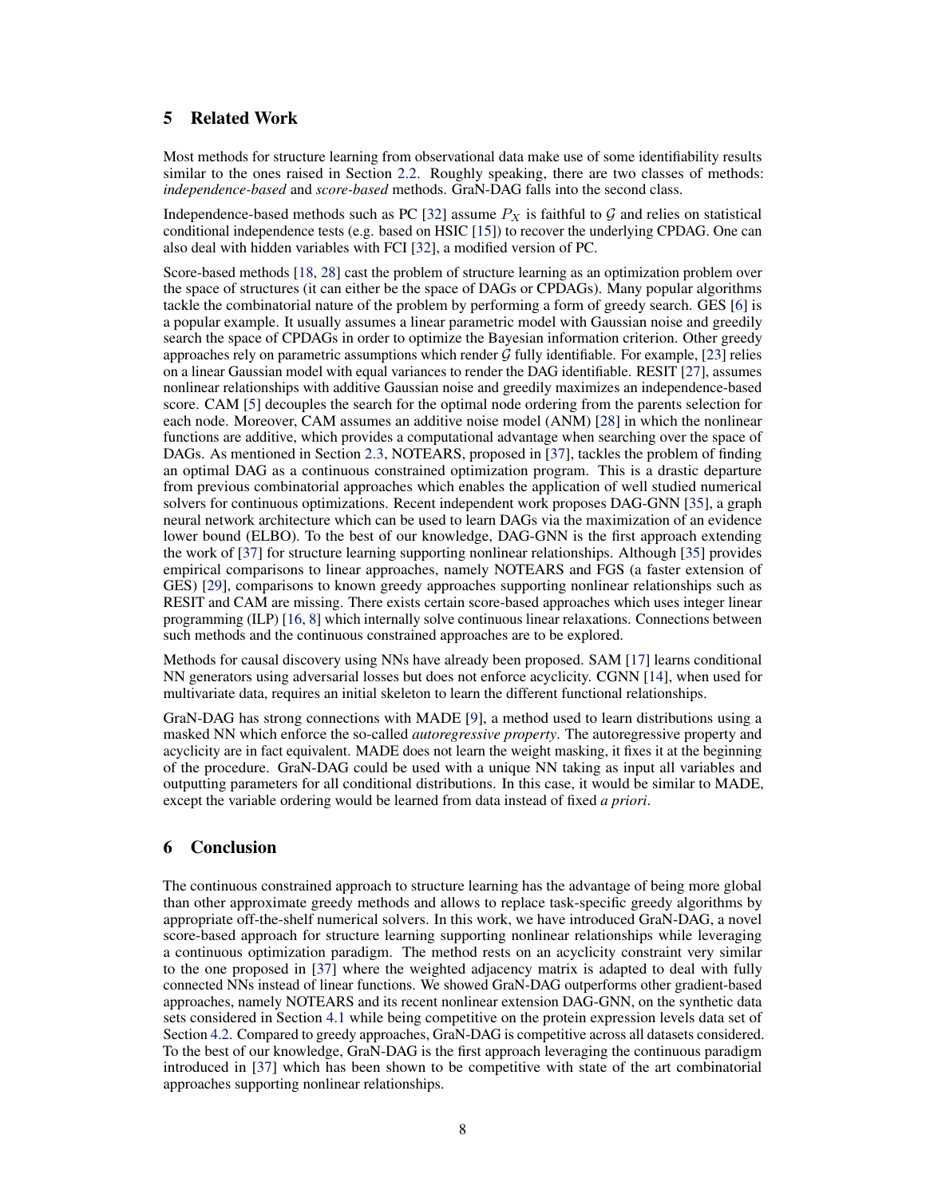## 5 Related Work

Most methods for structure learning from observational data make use of some identifiability results similar to the ones raised in Section 2.2. Roughly speaking, there are two classes of methods: *independence-based* and *score-based* methods. GraN-DAG falls into the second class.

Independence-based methods such as PC [32] assume $P_X$ is faithful to $\mathcal{G}$ and relies on statistical conditional independence tests (e.g. based on HSIC [15]) to recover the underlying CPDAG. One can also deal with hidden variables with FCI [32], a modified version of PC.

Score-based methods [18, 28] cast the problem of structure learning as an optimization problem over the space of structures (it can either be the space of DAGs or CPDAGs). Many popular algorithms tackle the combinatorial nature of the problem by performing a form of greedy search. GES [6] is a popular example. It usually assumes a linear parametric model with Gaussian noise and greedily search the space of CPDAGs in order to optimize the Bayesian information criterion. Other greedy approaches rely on parametric assumptions which render $\mathcal{G}$ fully identifiable. For example, [23] relies on a linear Gaussian model with equal variances to render the DAG identifiable. RESIT [27], assumes nonlinear relationships with additive Gaussian noise and greedily maximizes an independence-based score. CAM [5] decouples the search for the optimal node ordering from the parents selection for each node. Moreover, CAM assumes an additive noise model (ANM) [28] in which the nonlinear functions are additive, which provides a computational advantage when searching over the space of DAGs. As mentioned in Section 2.3, NOTEARS, proposed in [37], tackles the problem of finding an optimal DAG as a continuous constrained optimization program. This is a drastic departure from previous combinatorial approaches which enables the application of well studied numerical solvers for continuous optimizations. Recent independent work proposes DAG-GNN [35], a graph neural network architecture which can be used to learn DAGs via the maximization of an evidence lower bound (ELBO). To the best of our knowledge, DAG-GNN is the first approach extending the work of [37] for structure learning supporting nonlinear relationships. Although [35] provides empirical comparisons to linear approaches, namely NOTEARS and FGS (a faster extension of GES) [29], comparisons to known greedy approaches supporting nonlinear relationships such as RESIT and CAM are missing. There exists certain score-based approaches which uses integer linear programming (ILP) [16, 8] which internally solve continuous linear relaxations. Connections between such methods and the continuous constrained approaches are to be explored.

Methods for causal discovery using NNs have already been proposed. SAM [17] learns conditional NN generators using adversarial losses but does not enforce acyclicity. CGNN [14], when used for multivariate data, requires an initial skeleton to learn the different functional relationships.

GraN-DAG has strong connections with MADE [9], a method used to learn distributions using a masked NN which enforce the so-called *autoregressive property*. The autoregressive property and acyclicity are in fact equivalent. MADE does not learn the weight masking, it fixes it at the beginning of the procedure. GraN-DAG could be used with a unique NN taking as input all variables and outputting parameters for all conditional distributions. In this case, it would be similar to MADE, except the variable ordering would be learned from data instead of fixed *a priori*.

## 6 Conclusion

The continuous constrained approach to structure learning has the advantage of being more global than other approximate greedy methods and allows to replace task-specific greedy algorithms by appropriate off-the-shelf numerical solvers. In this work, we have introduced GraN-DAG, a novel score-based approach for structure learning supporting nonlinear relationships while leveraging a continuous optimization paradigm. The method rests on an acyclicity constraint very similar to the one proposed in [37] where the weighted adjacency matrix is adapted to deal with fully connected NNs instead of linear functions. We showed GraN-DAG outperforms other gradient-based approaches, namely NOTEARS and its recent nonlinear extension DAG-GNN, on the synthetic data sets considered in Section 4.1 while being competitive on the protein expression levels data set of Section 4.2. Compared to greedy approaches, GraN-DAG is competitive across all datasets considered. To the best of our knowledge, GraN-DAG is the first approach leveraging the continuous paradigm introduced in [37] which has been shown to be competitive with state of the art combinatorial approaches supporting nonlinear relationships.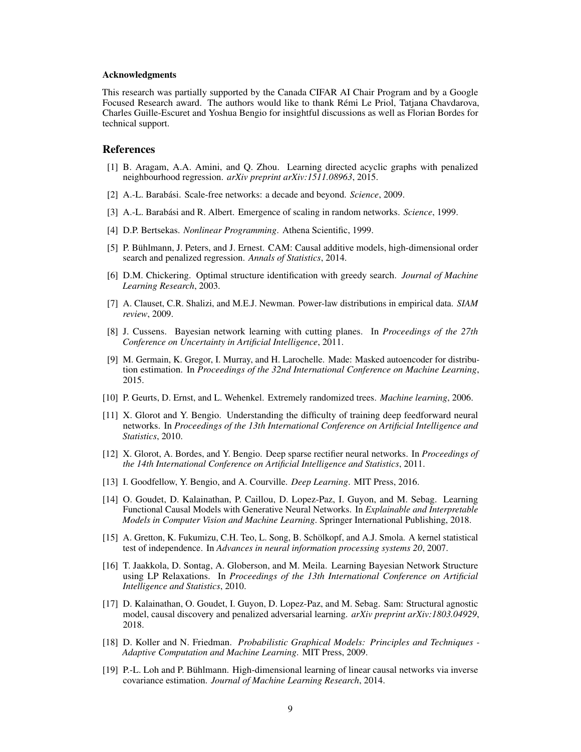#### Acknowledgments

This research was partially supported by the Canada CIFAR AI Chair Program and by a Google Focused Research award. The authors would like to thank Rémi Le Priol, Tatjana Chavdarova, Charles Guille-Escuret and Yoshua Bengio for insightful discussions as well as Florian Bordes for technical support.

## References

[1] B. Aragam, A.A. Amini, and Q. Zhou. Learning directed acyclic graphs with penalized neighbourhood regression. *arXiv preprint arXiv:1511.08963*, 2015.

[2] A.-L. Barabási. Scale-free networks: a decade and beyond. *Science*, 2009.

[3] A.-L. Barabási and R. Albert. Emergence of scaling in random networks. *Science*, 1999.

[4] D.P. Bertsekas. *Nonlinear Programming*. Athena Scientific, 1999.

[5] P. Bühlmann, J. Peters, and J. Ernest. CAM: Causal additive models, high-dimensional order search and penalized regression. *Annals of Statistics*, 2014.

[6] D.M. Chickering. Optimal structure identification with greedy search. *Journal of Machine Learning Research*, 2003.

[7] A. Clauset, C.R. Shalizi, and M.E.J. Newman. Power-law distributions in empirical data. *SIAM review*, 2009.

[8] J. Cussens. Bayesian network learning with cutting planes. In *Proceedings of the 27th Conference on Uncertainty in Artificial Intelligence*, 2011.

[9] M. Germain, K. Gregor, I. Murray, and H. Larochelle. Made: Masked autoencoder for distribution estimation. In *Proceedings of the 32nd International Conference on Machine Learning*, 2015.

[10] P. Geurts, D. Ernst, and L. Wehenkel. Extremely randomized trees. *Machine learning*, 2006.

[11] X. Glorot and Y. Bengio. Understanding the difficulty of training deep feedforward neural networks. In *Proceedings of the 13th International Conference on Artificial Intelligence and Statistics*, 2010.

[12] X. Glorot, A. Bordes, and Y. Bengio. Deep sparse rectifier neural networks. In *Proceedings of the 14th International Conference on Artificial Intelligence and Statistics*, 2011.

[13] I. Goodfellow, Y. Bengio, and A. Courville. *Deep Learning*. MIT Press, 2016.

[14] O. Goudet, D. Kalainathan, P. Caillou, D. Lopez-Paz, I. Guyon, and M. Sebag. Learning Functional Causal Models with Generative Neural Networks. In *Explainable and Interpretable Models in Computer Vision and Machine Learning*. Springer International Publishing, 2018.

[15] A. Gretton, K. Fukumizu, C.H. Teo, L. Song, B. Schölkopf, and A.J. Smola. A kernel statistical test of independence. In *Advances in neural information processing systems 20*, 2007.

[16] T. Jaakkola, D. Sontag, A. Globerson, and M. Meila. Learning Bayesian Network Structure using LP Relaxations. In *Proceedings of the 13th International Conference on Artificial Intelligence and Statistics*, 2010.

[17] D. Kalainathan, O. Goudet, I. Guyon, D. Lopez-Paz, and M. Sebag. Sam: Structural agnostic model, causal discovery and penalized adversarial learning. *arXiv preprint arXiv:1803.04929*, 2018.

[18] D. Koller and N. Friedman. *Probabilistic Graphical Models: Principles and Techniques - Adaptive Computation and Machine Learning*. MIT Press, 2009.

[19] P.-L. Loh and P. Bühlmann. High-dimensional learning of linear causal networks via inverse covariance estimation. *Journal of Machine Learning Research*, 2014.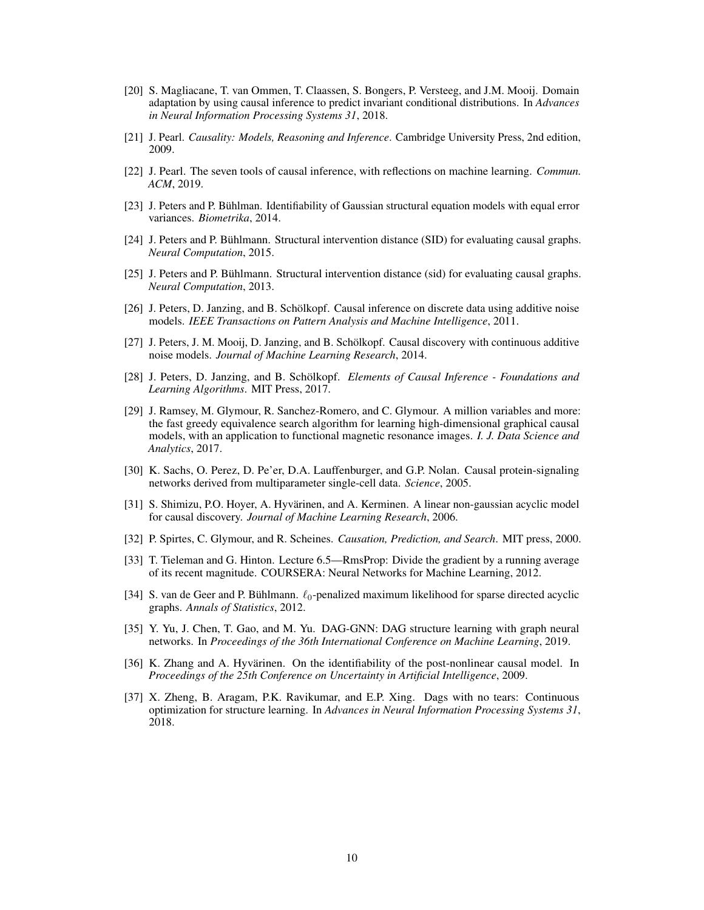[20] S. Magliacane, T. van Ommen, T. Claassen, S. Bongers, P. Versteeg, and J.M. Mooij. Domain adaptation by using causal inference to predict invariant conditional distributions. In *Advances in Neural Information Processing Systems 31*, 2018.

[21] J. Pearl. *Causality: Models, Reasoning and Inference*. Cambridge University Press, 2nd edition, 2009.

[22] J. Pearl. The seven tools of causal inference, with reflections on machine learning. *Commun. ACM*, 2019.

[23] J. Peters and P. Bühlman. Identifiability of Gaussian structural equation models with equal error variances. *Biometrika*, 2014.

[24] J. Peters and P. Bühlmann. Structural intervention distance (SID) for evaluating causal graphs. *Neural Computation*, 2015.

[25] J. Peters and P. Bühlmann. Structural intervention distance (sid) for evaluating causal graphs. *Neural Computation*, 2013.

[26] J. Peters, D. Janzing, and B. Schölkopf. Causal inference on discrete data using additive noise models. *IEEE Transactions on Pattern Analysis and Machine Intelligence*, 2011.

[27] J. Peters, J. M. Mooij, D. Janzing, and B. Schölkopf. Causal discovery with continuous additive noise models. *Journal of Machine Learning Research*, 2014.

[28] J. Peters, D. Janzing, and B. Schölkopf. *Elements of Causal Inference - Foundations and Learning Algorithms*. MIT Press, 2017.

[29] J. Ramsey, M. Glymour, R. Sanchez-Romero, and C. Glymour. A million variables and more: the fast greedy equivalence search algorithm for learning high-dimensional graphical causal models, with an application to functional magnetic resonance images. *I. J. Data Science and Analytics*, 2017.

[30] K. Sachs, O. Perez, D. Pe'er, D.A. Lauffenburger, and G.P. Nolan. Causal protein-signaling networks derived from multiparameter single-cell data. *Science*, 2005.

[31] S. Shimizu, P.O. Hoyer, A. Hyvärinen, and A. Kerminen. A linear non-gaussian acyclic model for causal discovery. *Journal of Machine Learning Research*, 2006.

[32] P. Spirtes, C. Glymour, and R. Scheines. *Causation, Prediction, and Search*. MIT press, 2000.

[33] T. Tieleman and G. Hinton. Lecture 6.5—RmsProp: Divide the gradient by a running average of its recent magnitude. COURSERA: Neural Networks for Machine Learning, 2012.

[34] S. van de Geer and P. Bühlmann. $\ell_0$-penalized maximum likelihood for sparse directed acyclic graphs. *Annals of Statistics*, 2012.

[35] Y. Yu, J. Chen, T. Gao, and M. Yu. DAG-GNN: DAG structure learning with graph neural networks. In *Proceedings of the 36th International Conference on Machine Learning*, 2019.

[36] K. Zhang and A. Hyvärinen. On the identifiability of the post-nonlinear causal model. In *Proceedings of the 25th Conference on Uncertainty in Artificial Intelligence*, 2009.

[37] X. Zheng, B. Aragam, P.K. Ravikumar, and E.P. Xing. Dags with no tears: Continuous optimization for structure learning. In *Advances in Neural Information Processing Systems 31*, 2018.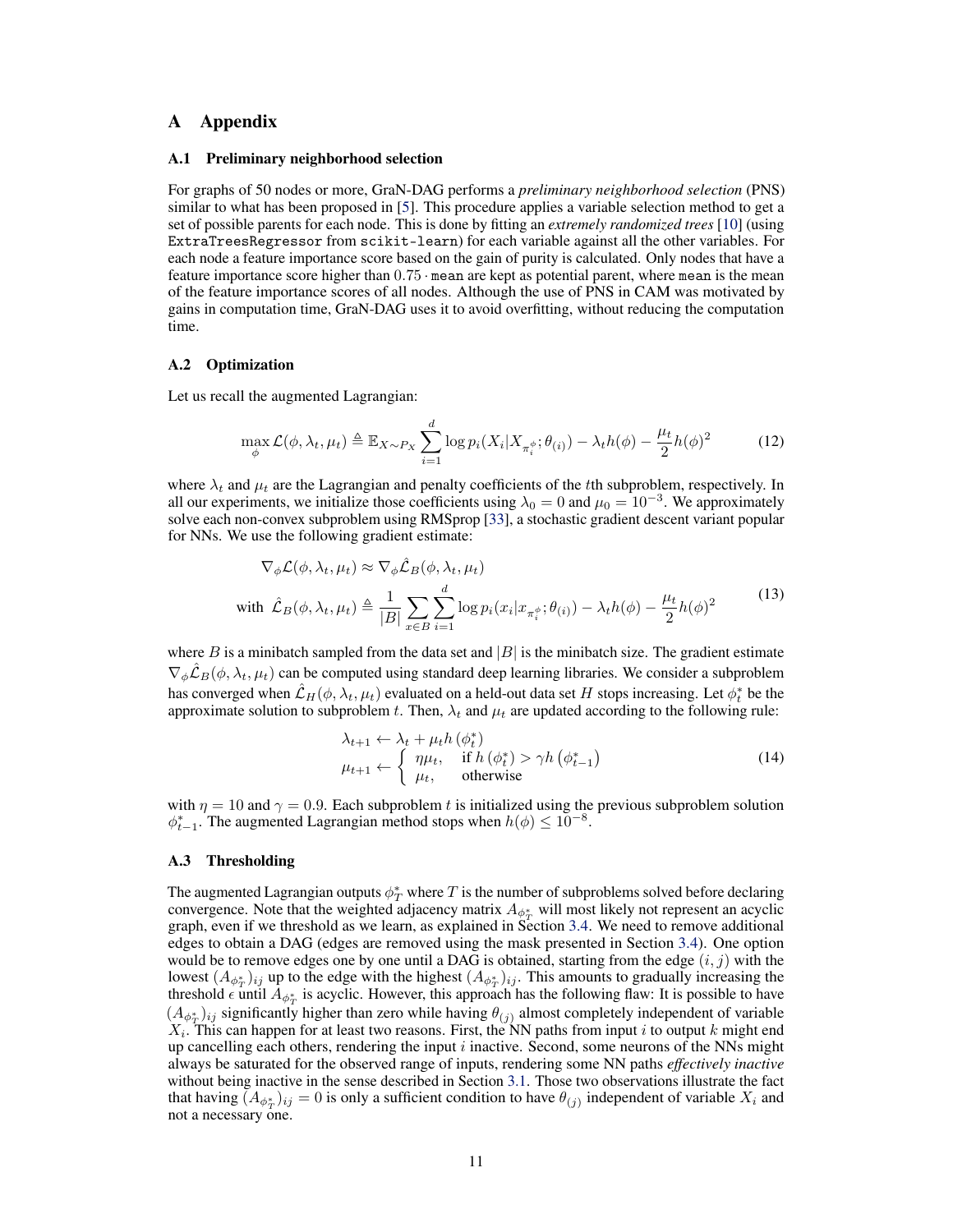# A Appendix

## A.1 Preliminary neighborhood selection

For graphs of 50 nodes or more, GraN-DAG performs a *preliminary neighborhood selection* (PNS) similar to what has been proposed in [5]. This procedure applies a variable selection method to get a set of possible parents for each node. This is done by fitting an *extremely randomized trees* [10] (using `ExtraTreesRegressor` from `scikit-learn`) for each variable against all the other variables. For each node a feature importance score based on the gain of purity is calculated. Only nodes that have a feature importance score higher than $0.75 \cdot \texttt{mean}$ are kept as potential parent, where `mean` is the mean of the feature importance scores of all nodes. Although the use of PNS in CAM was motivated by gains in computation time, GraN-DAG uses it to avoid overfitting, without reducing the computation time.

## A.2 Optimization

Let us recall the augmented Lagrangian:

$$\max_{\phi} \mathcal{L}(\phi, \lambda_t, \mu_t) \triangleq \mathbb{E}_{X \sim P_X} \sum_{i=1}^{d} \log p_i(X_i | X_{\pi_i^\phi}; \theta_{(i)}) - \lambda_t h(\phi) - \frac{\mu_t}{2} h(\phi)^2 \tag{12}$$

where $\lambda_t$ and $\mu_t$ are the Lagrangian and penalty coefficients of the $t$th subproblem, respectively. In all our experiments, we initialize those coefficients using $\lambda_0 = 0$ and $\mu_0 = 10^{-3}$. We approximately solve each non-convex subproblem using RMSprop [33], a stochastic gradient descent variant popular for NNs. We use the following gradient estimate:

$$\begin{aligned}
&\nabla_\phi \mathcal{L}(\phi, \lambda_t, \mu_t) \approx \nabla_\phi \hat{\mathcal{L}}_B(\phi, \lambda_t, \mu_t) \\
&\text{with } \hat{\mathcal{L}}_B(\phi, \lambda_t, \mu_t) \triangleq \frac{1}{|B|} \sum_{x \in B} \sum_{i=1}^{d} \log p_i(x_i | x_{\pi_i^\phi}; \theta_{(i)}) - \lambda_t h(\phi) - \frac{\mu_t}{2} h(\phi)^2
\end{aligned} \tag{13}$$

where $B$ is a minibatch sampled from the data set and $|B|$ is the minibatch size. The gradient estimate $\nabla_\phi \hat{\mathcal{L}}_B(\phi, \lambda_t, \mu_t)$ can be computed using standard deep learning libraries. We consider a subproblem has converged when $\hat{\mathcal{L}}_H(\phi, \lambda_t, \mu_t)$ evaluated on a held-out data set $H$ stops increasing. Let $\phi_t^*$ be the approximate solution to subproblem $t$. Then, $\lambda_t$ and $\mu_t$ are updated according to the following rule:

$$\begin{aligned}
\lambda_{t+1} &\leftarrow \lambda_t + \mu_t h(\phi_t^*) \\
\mu_{t+1} &\leftarrow \begin{cases} \eta \mu_t, & \text{if } h(\phi_t^*) > \gamma h(\phi_{t-1}^*) \\ \mu_t, & \text{otherwise} \end{cases}
\end{aligned} \tag{14}$$

with $\eta = 10$ and $\gamma = 0.9$. Each subproblem $t$ is initialized using the previous subproblem solution $\phi_{t-1}^*$. The augmented Lagrangian method stops when $h(\phi) \leq 10^{-8}$.

## A.3 Thresholding

The augmented Lagrangian outputs $\phi_T^*$ where $T$ is the number of subproblems solved before declaring convergence. Note that the weighted adjacency matrix $A_{\phi_T^*}$ will most likely not represent an acyclic graph, even if we threshold as we learn, as explained in Section 3.4. We need to remove additional edges to obtain a DAG (edges are removed using the mask presented in Section 3.4). One option would be to remove edges one by one until a DAG is obtained, starting from the edge $(i, j)$ with the lowest $(A_{\phi_T^*})_{ij}$ up to the edge with the highest $(A_{\phi_T^*})_{ij}$. This amounts to gradually increasing the threshold $\epsilon$ until $A_{\phi_T^*}$ is acyclic. However, this approach has the following flaw: It is possible to have $(A_{\phi_T^*})_{ij}$ significantly higher than zero while having $\theta_{(j)}$ almost completely independent of variable $X_i$. This can happen for at least two reasons. First, the NN paths from input $i$ to output $k$ might end up cancelling each others, rendering the input $i$ inactive. Second, some neurons of the NNs might always be saturated for the observed range of inputs, rendering some NN paths *effectively inactive* without being inactive in the sense described in Section 3.1. Those two observations illustrate the fact that having $(A_{\phi_T^*})_{ij} = 0$ is only a sufficient condition to have $\theta_{(j)}$ independent of variable $X_i$ and not a necessary one.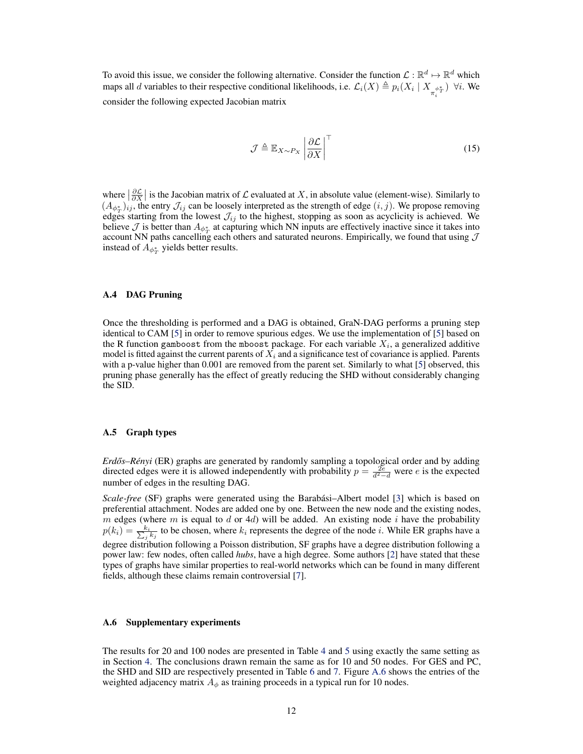To avoid this issue, we consider the following alternative. Consider the function $\mathcal{L} : \mathbb{R}^d \mapsto \mathbb{R}^d$ which maps all $d$ variables to their respective conditional likelihoods, i.e. $\mathcal{L}_i(X) \triangleq p_i(X_i \mid X_{\pi_i^{\phi_T^*}}) \ \forall i$. We consider the following expected Jacobian matrix

$$
\mathcal{J} \triangleq \mathbb{E}_{X \sim P_X} \left| \frac{\partial \mathcal{L}}{\partial X} \right|^\top \tag{15}
$$

where $\left| \frac{\partial \mathcal{L}}{\partial X} \right|$ is the Jacobian matrix of $\mathcal{L}$ evaluated at $X$, in absolute value (element-wise). Similarly to $(A_{\phi_T^*})_{ij}$, the entry $\mathcal{J}_{ij}$ can be loosely interpreted as the strength of edge $(i, j)$. We propose removing edges starting from the lowest $\mathcal{J}_{ij}$ to the highest, stopping as soon as acyclicity is achieved. We believe $\mathcal{J}$ is better than $A_{\phi_T^*}$ at capturing which NN inputs are effectively inactive since it takes into account NN paths cancelling each others and saturated neurons. Empirically, we found that using $\mathcal{J}$ instead of $A_{\phi_T^*}$ yields better results.

### A.4 DAG Pruning

Once the thresholding is performed and a DAG is obtained, GraN-DAG performs a pruning step identical to CAM [5] in order to remove spurious edges. We use the implementation of [5] based on the R function `gamboost` from the `mboost` package. For each variable $X_i$, a generalized additive model is fitted against the current parents of $X_i$ and a significance test of covariance is applied. Parents with a p-value higher than 0.001 are removed from the parent set. Similarly to what [5] observed, this pruning phase generally has the effect of greatly reducing the SHD without considerably changing the SID.

### A.5 Graph types

*Erdős–Rényi* (ER) graphs are generated by randomly sampling a topological order and by adding directed edges were it is allowed independently with probability $p = \frac{2e}{d^2 - d}$ were $e$ is the expected number of edges in the resulting DAG.

*Scale-free* (SF) graphs were generated using the Barabási–Albert model [3] which is based on preferential attachment. Nodes are added one by one. Between the new node and the existing nodes, $m$ edges (where $m$ is equal to $d$ or $4d$) will be added. An existing node $i$ have the probability $p(k_i) = \frac{k_i}{\sum_j k_j}$ to be chosen, where $k_i$ represents the degree of the node $i$. While ER graphs have a degree distribution following a Poisson distribution, SF graphs have a degree distribution following a power law: few nodes, often called *hubs*, have a high degree. Some authors [2] have stated that these types of graphs have similar properties to real-world networks which can be found in many different fields, although these claims remain controversial [7].

### A.6 Supplementary experiments

The results for 20 and 100 nodes are presented in Table 4 and 5 using exactly the same setting as in Section 4. The conclusions drawn remain the same as for 10 and 50 nodes. For GES and PC, the SHD and SID are respectively presented in Table 6 and 7. Figure A.6 shows the entries of the weighted adjacency matrix $A_\phi$ as training proceeds in a typical run for 10 nodes.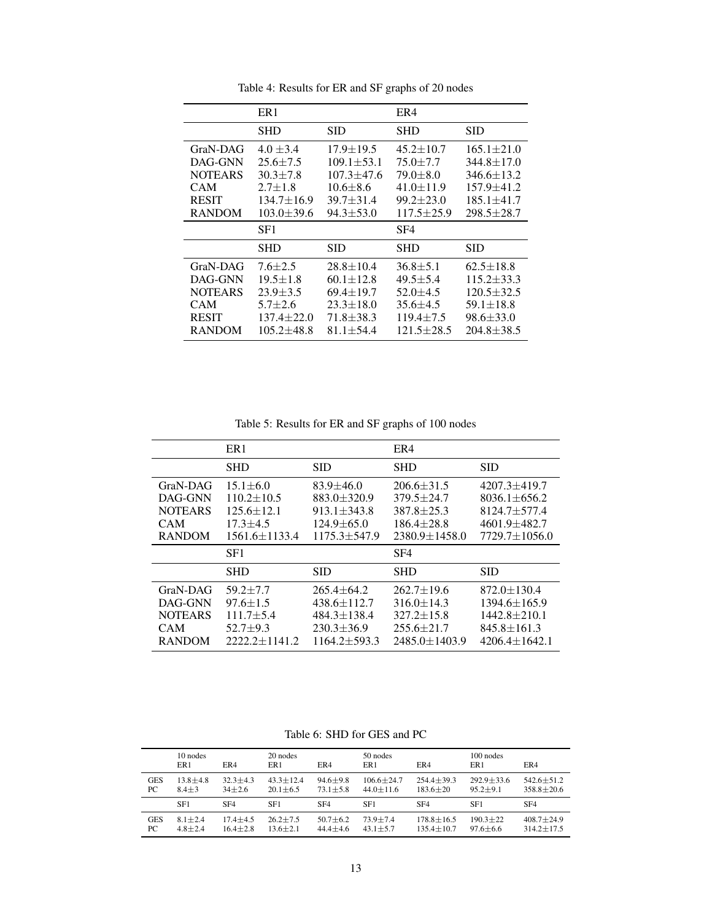Table 4: Results for ER and SF graphs of 20 nodes

| | ER1 | | ER4 | |
|---|---|---|---|---|
| | SHD | SID | SHD | SID |
| GraN-DAG | 4.0 ±3.4 | 17.9±19.5 | 45.2±10.7 | 165.1±21.0 |
| DAG-GNN | 25.6±7.5 | 109.1±53.1 | 75.0±7.7 | 344.8±17.0 |
| NOTEARS | 30.3±7.8 | 107.3±47.6 | 79.0±8.0 | 346.6±13.2 |
| CAM | 2.7±1.8 | 10.6±8.6 | 41.0±11.9 | 157.9±41.2 |
| RESIT | 134.7±16.9 | 39.7±31.4 | 99.2±23.0 | 185.1±41.7 |
| RANDOM | 103.0±39.6 | 94.3±53.0 | 117.5±25.9 | 298.5±28.7 |
| | SF1 | | SF4 | |
| | SHD | SID | SHD | SID |
| GraN-DAG | 7.6±2.5 | 28.8±10.4 | 36.8±5.1 | 62.5±18.8 |
| DAG-GNN | 19.5±1.8 | 60.1±12.8 | 49.5±5.4 | 115.2±33.3 |
| NOTEARS | 23.9±3.5 | 69.4±19.7 | 52.0±4.5 | 120.5±32.5 |
| CAM | 5.7±2.6 | 23.3±18.0 | 35.6±4.5 | 59.1±18.8 |
| RESIT | 137.4±22.0 | 71.8±38.3 | 119.4±7.5 | 98.6±33.0 |
| RANDOM | 105.2±48.8 | 81.1±54.4 | 121.5±28.5 | 204.8±38.5 |

Table 5: Results for ER and SF graphs of 100 nodes

| | ER1 | | ER4 | |
|---|---|---|---|---|
| | SHD | SID | SHD | SID |
| GraN-DAG | 15.1±6.0 | 83.9±46.0 | 206.6±31.5 | 4207.3±419.7 |
| DAG-GNN | 110.2±10.5 | 883.0±320.9 | 379.5±24.7 | 8036.1±656.2 |
| NOTEARS | 125.6±12.1 | 913.1±343.8 | 387.8±25.3 | 8124.7±577.4 |
| CAM | 17.3±4.5 | 124.9±65.0 | 186.4±28.8 | 4601.9±482.7 |
| RANDOM | 1561.6±1133.4 | 1175.3±547.9 | 2380.9±1458.0 | 7729.7±1056.0 |
| | SF1 | | SF4 | |
| | SHD | SID | SHD | SID |
| GraN-DAG | 59.2±7.7 | 265.4±64.2 | 262.7±19.6 | 872.0±130.4 |
| DAG-GNN | 97.6±1.5 | 438.6±112.7 | 316.0±14.3 | 1394.6±165.9 |
| NOTEARS | 111.7±5.4 | 484.3±138.4 | 327.2±15.8 | 1442.8±210.1 |
| CAM | 52.7±9.3 | 230.3±36.9 | 255.6±21.7 | 845.8±161.3 |
| RANDOM | 2222.2±1141.2 | 1164.2±593.3 | 2485.0±1403.9 | 4206.4±1642.1 |

Table 6: SHD for GES and PC

| | 10 nodes | | 20 nodes | | 50 nodes | | 100 nodes | |
|---|---|---|---|---|---|---|---|---|
| | ER1 | ER4 | ER1 | ER4 | ER1 | ER4 | ER1 | ER4 |
| GES | 13.8±4.8 | 32.3±4.3 | 43.3±12.4 | 94.6±9.8 | 106.6±24.7 | 254.4±39.3 | 292.9±33.6 | 542.6±51.2 |
| PC | 8.4±3 | 34±2.6 | 20.1±6.5 | 73.1±5.8 | 44.0±11.6 | 183.6±20 | 95.2±9.1 | 358.8±20.6 |
| | SF1 | SF4 | SF1 | SF4 | SF1 | SF4 | SF1 | SF4 |
| GES | 8.1±2.4 | 17.4±4.5 | 26.2±7.5 | 50.7±6.2 | 73.9±7.4 | 178.8±16.5 | 190.3±22 | 408.7±24.9 |
| PC | 4.8±2.4 | 16.4±2.8 | 13.6±2.1 | 44.4±4.6 | 43.1±5.7 | 135.4±10.7 | 97.6±6.6 | 314.2±17.5 |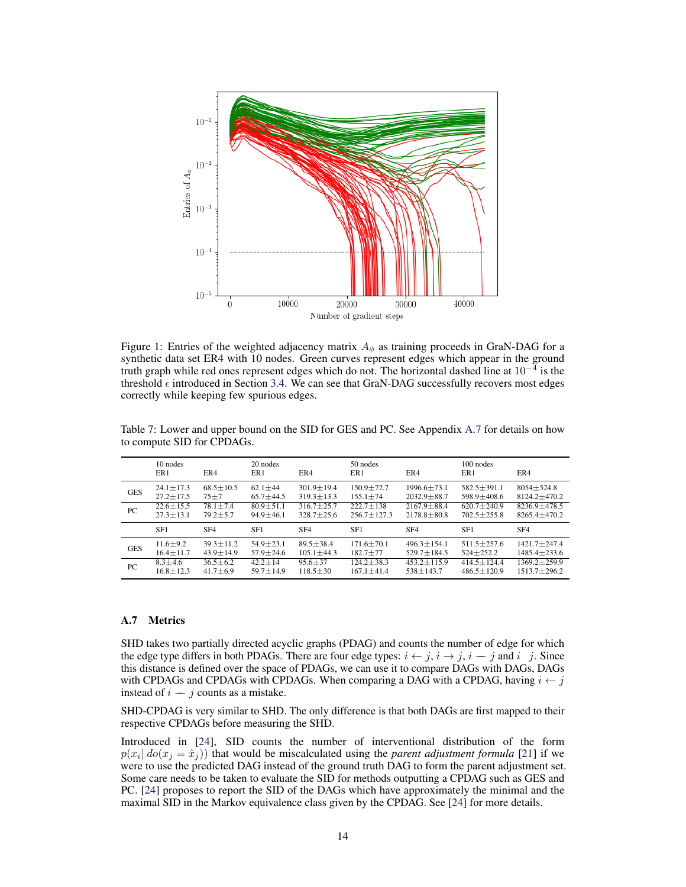Figure 1: Entries of the weighted adjacency matrix $A_\phi$ as training proceeds in GraN-DAG for a synthetic data set ER4 with 10 nodes. Green curves represent edges which appear in the ground truth graph while red ones represent edges which do not. The horizontal dashed line at $10^{-4}$ is the threshold $\epsilon$ introduced in Section 3.4. We can see that GraN-DAG successfully recovers most edges correctly while keeping few spurious edges.

Table 7: Lower and upper bound on the SID for GES and PC. See Appendix A.7 for details on how to compute SID for CPDAGs.

| | 10 nodes | | 20 nodes | | 50 nodes | | 100 nodes | |
|---|---|---|---|---|---|---|---|---|
| | ER1 | ER4 | ER1 | ER4 | ER1 | ER4 | ER1 | ER4 |
| GES | 24.1±17.3<br>27.2±17.5 | 68.5±10.5<br>75±7 | 62.1±44<br>65.7±44.5 | 301.9±19.4<br>319.3±13.3 | 150.9±72.7<br>155.1±74 | 1996.6±73.1<br>2032.9±88.7 | 582.5±391.1<br>598.9±408.6 | 8054±524.8<br>8124.2±470.2 |
| PC | 22.6±15.5<br>27.3±13.1 | 78.1±7.4<br>79.2±5.7 | 80.9±51.1<br>94.9±46.1 | 316.7±25.7<br>328.7±25.6 | 222.7±138<br>256.7±127.3 | 2167.9±88.4<br>2178.8±80.8 | 620.7±240.9<br>702.5±255.8 | 8236.9±478.5<br>8265.4±470.2 |
| | SF1 | SF4 | SF1 | SF4 | SF1 | SF4 | SF1 | SF4 |
| GES | 11.6±9.2<br>16.4±11.7 | 39.3±11.2<br>43.9±14.9 | 54.9±23.1<br>57.9±24.6 | 89.5±38.4<br>105.1±44.3 | 171.6±70.1<br>182.7±77 | 496.3±154.1<br>529.7±184.5 | 511.5±257.6<br>524±252.2 | 1421.7±247.4<br>1485.4±233.6 |
| PC | 8.3±4.6<br>16.8±12.3 | 36.5±6.2<br>41.7±6.9 | 42.2±14<br>59.7±14.9 | 95.6±37<br>118.5±30 | 124.2±38.3<br>167.1±41.4 | 453.2±115.9<br>538±143.7 | 414.5±124.4<br>486.5±120.9 | 1369.2±259.9<br>1513.7±296.2 |

### A.7 Metrics

SHD takes two partially directed acyclic graphs (PDAG) and counts the number of edge for which the edge type differs in both PDAGs. There are four edge types: $i \leftarrow j$, $i \rightarrow j$, $i - j$ and $i \;\; j$. Since this distance is defined over the space of PDAGs, we can use it to compare DAGs with DAGs, DAGs with CPDAGs and CPDAGs with CPDAGs. When comparing a DAG with a CPDAG, having $i \leftarrow j$ instead of $i - j$ counts as a mistake.

SHD-CPDAG is very similar to SHD. The only difference is that both DAGs are first mapped to their respective CPDAGs before measuring the SHD.

Introduced in [24], SID counts the number of interventional distribution of the form $p(x_i | \, do(x_j = \hat{x}_j))$ that would be miscalculated using the *parent adjustment formula* [21] if we were to use the predicted DAG instead of the ground truth DAG to form the parent adjustment set. Some care needs to be taken to evaluate the SID for methods outputting a CPDAG such as GES and PC. [24] proposes to report the SID of the DAGs which have approximately the minimal and the maximal SID in the Markov equivalence class given by the CPDAG. See [24] for more details.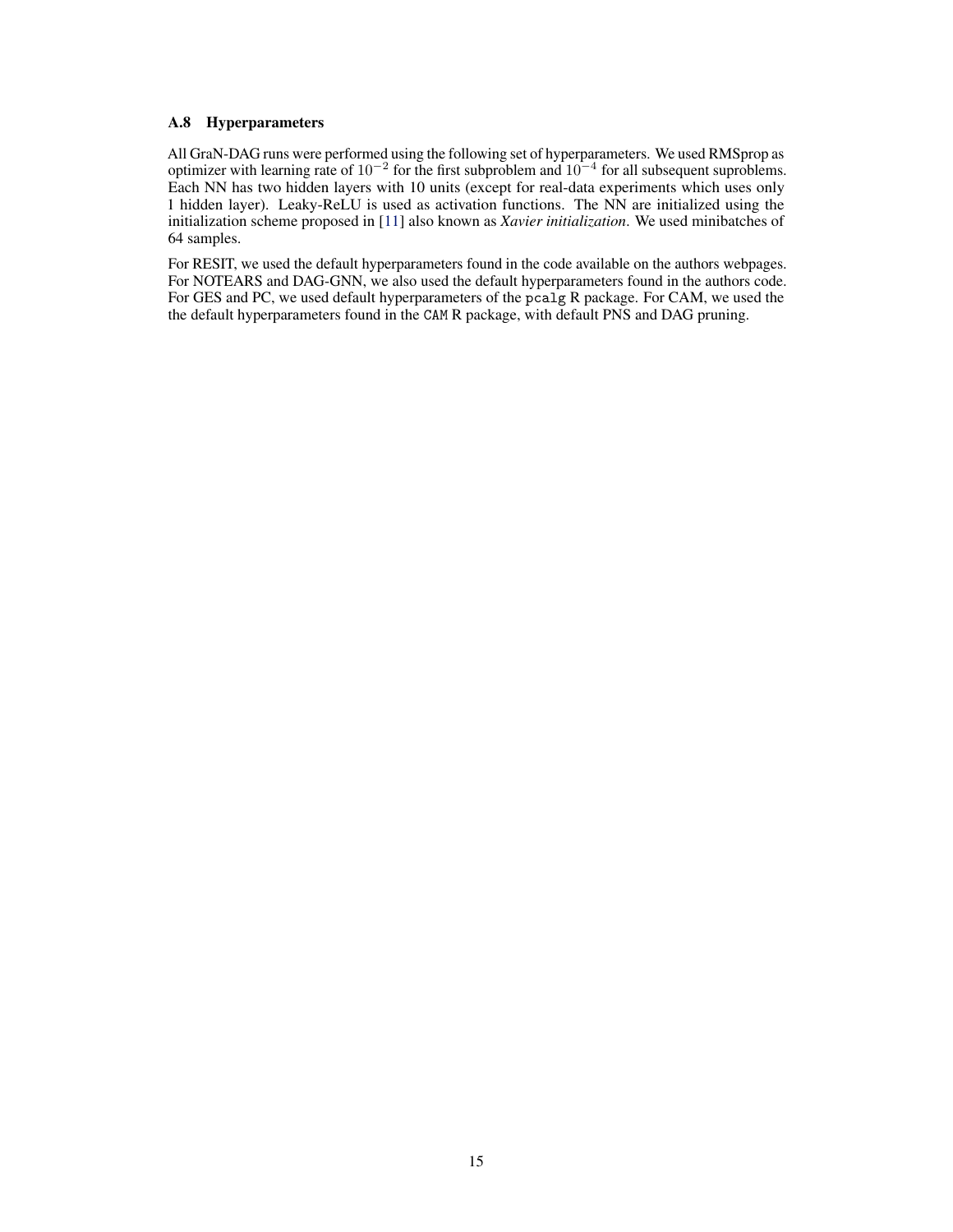### A.8 Hyperparameters

All GraN-DAG runs were performed using the following set of hyperparameters. We used RMSprop as optimizer with learning rate of $10^{-2}$ for the first subproblem and $10^{-4}$ for all subsequent suproblems. Each NN has two hidden layers with 10 units (except for real-data experiments which uses only 1 hidden layer). Leaky-ReLU is used as activation functions. The NN are initialized using the initialization scheme proposed in [11] also known as *Xavier initialization*. We used minibatches of 64 samples.

For RESIT, we used the default hyperparameters found in the code available on the authors webpages. For NOTEARS and DAG-GNN, we also used the default hyperparameters found in the authors code. For GES and PC, we used default hyperparameters of the `pcalg` R package. For CAM, we used the the default hyperparameters found in the `CAM` R package, with default PNS and DAG pruning.